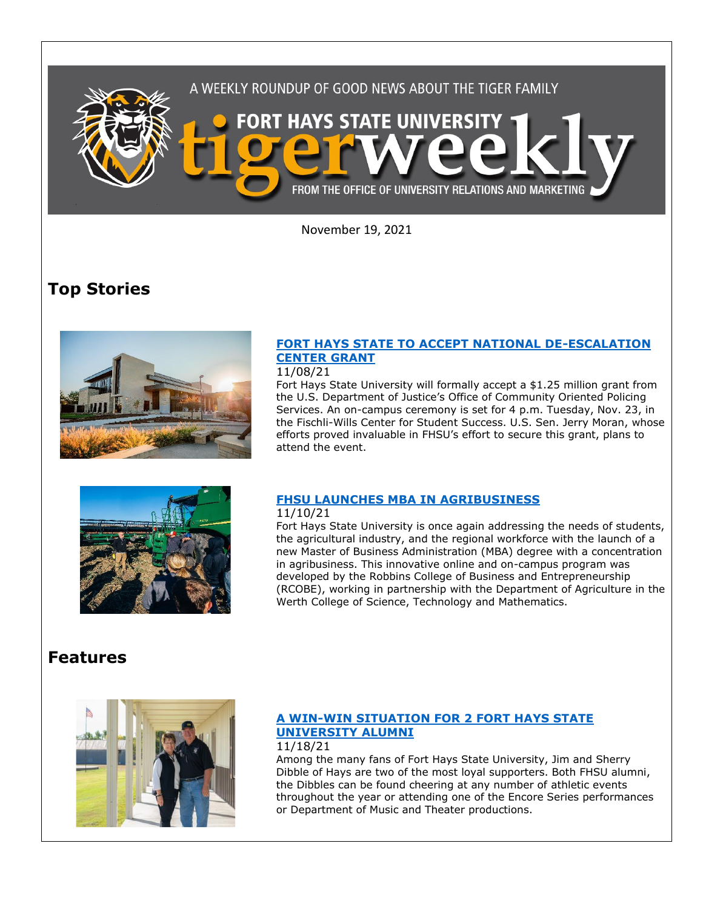A WEEKLY ROUNDUP OF GOOD NEWS ABOUT THE TIGER FAMILY

FORT HAYS STATE UNIVERSITY tigerweekly

FROM THE OFFICE OF UNIVERSITY RELATIONS AND MARKETING

November 19, 2021

# Top Stories

### FORT HAYS STATE TO ACCEPT NATIONAL DE-ESCALATION CENTER GRANT

11/08/21

Fort Hays State University will formally accept a $1.25 million grant from the U.S. Department of Justice's Office of Community Oriented Policing Services. An on-campus ceremony is set for 4 p.m. Tuesday, Nov. 23, in the Fischli-Wills Center for Student Success. U.S. Sen. Jerry Moran, whose efforts proved invaluable in FHSU's effort to secure this grant, plans to attend the event.

### FHSU LAUNCHES MBA IN AGRIBUSINESS

11/10/21

Fort Hays State University is once again addressing the needs of students, the agricultural industry, and the regional workforce with the launch of a new Master of Business Administration (MBA) degree with a concentration in agribusiness. This innovative online and on-campus program was developed by the Robbins College of Business and Entrepreneurship (RCOBE), working in partnership with the Department of Agriculture in the Werth College of Science, Technology and Mathematics.

# Features

### A WIN-WIN SITUATION FOR 2 FORT HAYS STATE UNIVERSITY ALUMNI

11/18/21

Among the many fans of Fort Hays State University, Jim and Sherry Dibble of Hays are two of the most loyal supporters. Both FHSU alumni, the Dibbles can be found cheering at any number of athletic events throughout the year or attending one of the Encore Series performances or Department of Music and Theater productions.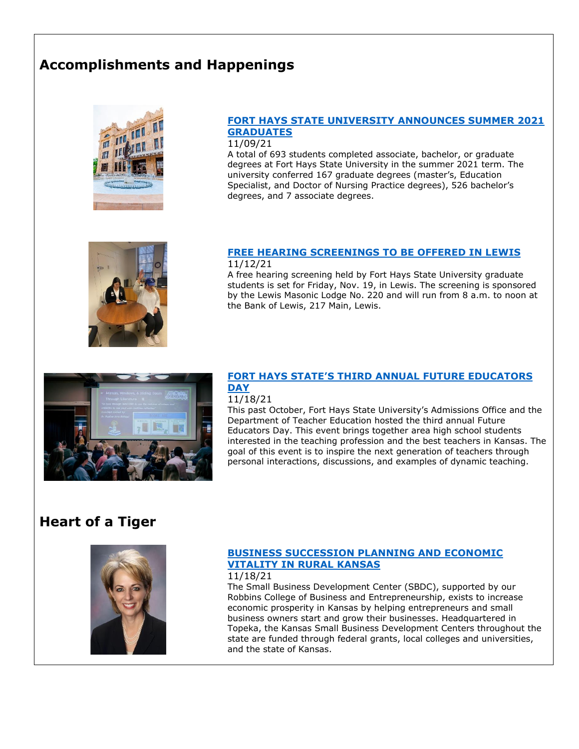## Accomplishments and Happenings

### FORT HAYS STATE UNIVERSITY ANNOUNCES SUMMER 2021 GRADUATES

11/09/21

A total of 693 students completed associate, bachelor, or graduate degrees at Fort Hays State University in the summer 2021 term. The university conferred 167 graduate degrees (master's, Education Specialist, and Doctor of Nursing Practice degrees), 526 bachelor's degrees, and 7 associate degrees.

### FREE HEARING SCREENINGS TO BE OFFERED IN LEWIS

11/12/21

A free hearing screening held by Fort Hays State University graduate students is set for Friday, Nov. 19, in Lewis. The screening is sponsored by the Lewis Masonic Lodge No. 220 and will run from 8 a.m. to noon at the Bank of Lewis, 217 Main, Lewis.

### FORT HAYS STATE'S THIRD ANNUAL FUTURE EDUCATORS DAY

11/18/21

This past October, Fort Hays State University's Admissions Office and the Department of Teacher Education hosted the third annual Future Educators Day. This event brings together area high school students interested in the teaching profession and the best teachers in Kansas. The goal of this event is to inspire the next generation of teachers through personal interactions, discussions, and examples of dynamic teaching.

## Heart of a Tiger

### BUSINESS SUCCESSION PLANNING AND ECONOMIC VITALITY IN RURAL KANSAS

11/18/21

The Small Business Development Center (SBDC), supported by our Robbins College of Business and Entrepreneurship, exists to increase economic prosperity in Kansas by helping entrepreneurs and small business owners start and grow their businesses. Headquartered in Topeka, the Kansas Small Business Development Centers throughout the state are funded through federal grants, local colleges and universities, and the state of Kansas.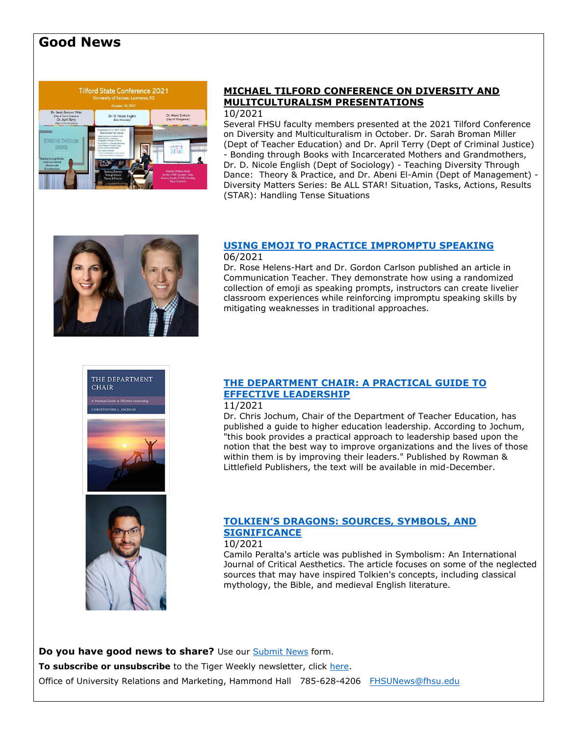# Good News

## MICHAEL TILFORD CONFERENCE ON DIVERSITY AND MULITCULTURALISM PRESENTATIONS

10/2021

Several FHSU faculty members presented at the 2021 Tilford Conference on Diversity and Multiculturalism in October. Dr. Sarah Broman Miller (Dept of Teacher Education) and Dr. April Terry (Dept of Criminal Justice) - Bonding through Books with Incarcerated Mothers and Grandmothers, Dr. D. Nicole English (Dept of Sociology) - Teaching Diversity Through Dance: Theory & Practice, and Dr. Abeni El-Amin (Dept of Management) - Diversity Matters Series: Be ALL STAR! Situation, Tasks, Actions, Results (STAR): Handling Tense Situations

## USING EMOJI TO PRACTICE IMPROMPTU SPEAKING

06/2021

Dr. Rose Helens-Hart and Dr. Gordon Carlson published an article in Communication Teacher. They demonstrate how using a randomized collection of emoji as speaking prompts, instructors can create livelier classroom experiences while reinforcing impromptu speaking skills by mitigating weaknesses in traditional approaches.

## THE DEPARTMENT CHAIR: A PRACTICAL GUIDE TO EFFECTIVE LEADERSHIP

11/2021

Dr. Chris Jochum, Chair of the Department of Teacher Education, has published a guide to higher education leadership. According to Jochum, "this book provides a practical approach to leadership based upon the notion that the best way to improve organizations and the lives of those within them is by improving their leaders." Published by Rowman & Littlefield Publishers, the text will be available in mid-December.

## TOLKIEN'S DRAGONS: SOURCES, SYMBOLS, AND SIGNIFICANCE

10/2021

Camilo Peralta's article was published in Symbolism: An International Journal of Critical Aesthetics. The article focuses on some of the neglected sources that may have inspired Tolkien's concepts, including classical mythology, the Bible, and medieval English literature.

**Do you have good news to share?** Use our Submit News form.

**To subscribe or unsubscribe** to the Tiger Weekly newsletter, click here.

Office of University Relations and Marketing, Hammond Hall 785-628-4206 FHSUNews@fhsu.edu